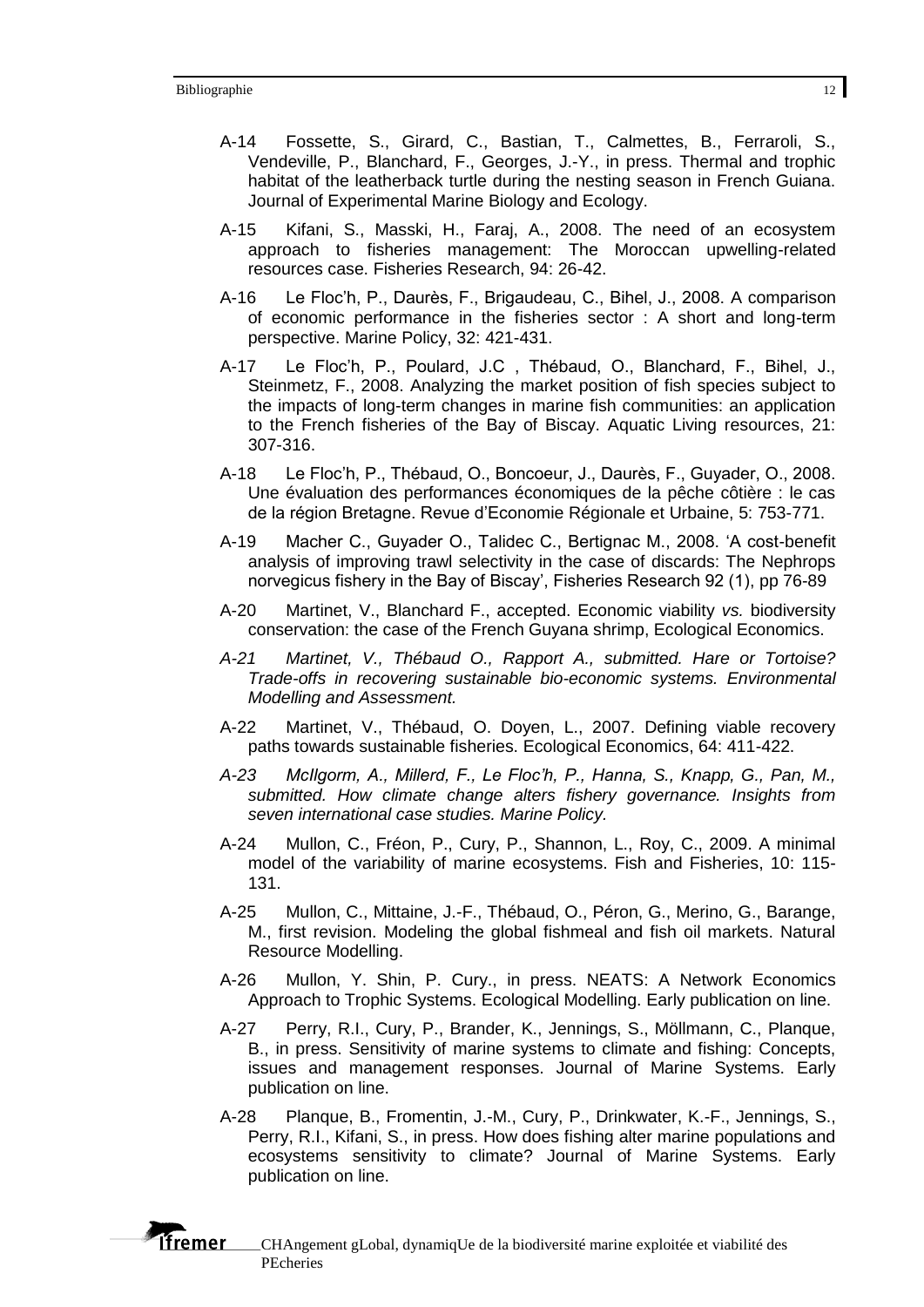A-14 Fossette, S., Girard, C., Bastian, T., Calmettes, B., Ferraroli, S., Vendeville, P., Blanchard, F., Georges, J.-Y., in press. Thermal and trophic habitat of the leatherback turtle during the nesting season in French Guiana. Journal of Experimental Marine Biology and Ecology.

A-15 Kifani, S., Masski, H., Faraj, A., 2008. The need of an ecosystem approach to fisheries management: The Moroccan upwelling-related resources case. Fisheries Research, 94: 26-42.

A-16 Le Floc'h, P., Daurès, F., Brigaudeau, C., Bihel, J., 2008. A comparison of economic performance in the fisheries sector : A short and long-term perspective. Marine Policy, 32: 421-431.

A-17 Le Floc'h, P., Poulard, J.C , Thébaud, O., Blanchard, F., Bihel, J., Steinmetz, F., 2008. Analyzing the market position of fish species subject to the impacts of long-term changes in marine fish communities: an application to the French fisheries of the Bay of Biscay. Aquatic Living resources, 21: 307-316.

A-18 Le Floc'h, P., Thébaud, O., Boncoeur, J., Daurès, F., Guyader, O., 2008. Une évaluation des performances économiques de la pêche côtière : le cas de la région Bretagne. Revue d'Economie Régionale et Urbaine, 5: 753-771.

A-19 Macher C., Guyader O., Talidec C., Bertignac M., 2008. 'A cost-benefit analysis of improving trawl selectivity in the case of discards: The Nephrops norvegicus fishery in the Bay of Biscay', Fisheries Research 92 (1), pp 76-89

A-20 Martinet, V., Blanchard F., accepted. Economic viability *vs.* biodiversity conservation: the case of the French Guyana shrimp, Ecological Economics.

*A-21 Martinet, V., Thébaud O., Rapport A., submitted. Hare or Tortoise? Trade-offs in recovering sustainable bio-economic systems. Environmental Modelling and Assessment.*

A-22 Martinet, V., Thébaud, O. Doyen, L., 2007. Defining viable recovery paths towards sustainable fisheries. Ecological Economics, 64: 411-422.

*A-23 McIlgorm, A., Millerd, F., Le Floc'h, P., Hanna, S., Knapp, G., Pan, M., submitted. How climate change alters fishery governance. Insights from seven international case studies. Marine Policy.*

A-24 Mullon, C., Fréon, P., Cury, P., Shannon, L., Roy, C., 2009. A minimal model of the variability of marine ecosystems. Fish and Fisheries, 10: 115-131.

A-25 Mullon, C., Mittaine, J.-F., Thébaud, O., Péron, G., Merino, G., Barange, M., first revision. Modeling the global fishmeal and fish oil markets. Natural Resource Modelling.

A-26 Mullon, Y. Shin, P. Cury., in press. NEATS: A Network Economics Approach to Trophic Systems. Ecological Modelling. Early publication on line.

A-27 Perry, R.I., Cury, P., Brander, K., Jennings, S., Möllmann, C., Planque, B., in press. Sensitivity of marine systems to climate and fishing: Concepts, issues and management responses. Journal of Marine Systems. Early publication on line.

A-28 Planque, B., Fromentin, J.-M., Cury, P., Drinkwater, K.-F., Jennings, S., Perry, R.I., Kifani, S., in press. How does fishing alter marine populations and ecosystems sensitivity to climate? Journal of Marine Systems. Early publication on line.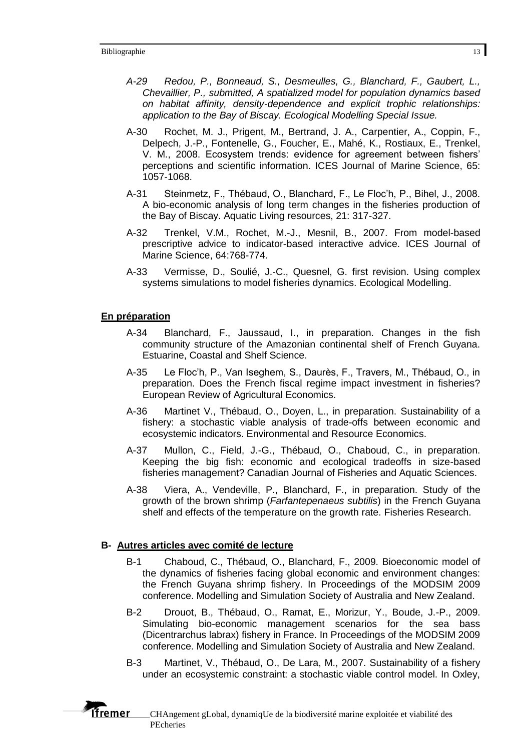*A-29 Redou, P., Bonneaud, S., Desmeulles, G., Blanchard, F., Gaubert, L., Chevaillier, P., submitted, A spatialized model for population dynamics based on habitat affinity, density-dependence and explicit trophic relationships: application to the Bay of Biscay. Ecological Modelling Special Issue.*

A-30 Rochet, M. J., Prigent, M., Bertrand, J. A., Carpentier, A., Coppin, F., Delpech, J.-P., Fontenelle, G., Foucher, E., Mahé, K., Rostiaux, E., Trenkel, V. M., 2008. Ecosystem trends: evidence for agreement between fishers' perceptions and scientific information. ICES Journal of Marine Science, 65: 1057-1068.

A-31 Steinmetz, F., Thébaud, O., Blanchard, F., Le Floc'h, P., Bihel, J., 2008. A bio-economic analysis of long term changes in the fisheries production of the Bay of Biscay. Aquatic Living resources, 21: 317-327.

A-32 Trenkel, V.M., Rochet, M.-J., Mesnil, B., 2007. From model-based prescriptive advice to indicator-based interactive advice. ICES Journal of Marine Science, 64:768-774.

A-33 Vermisse, D., Soulié, J.-C., Quesnel, G. first revision. Using complex systems simulations to model fisheries dynamics. Ecological Modelling.

**<u>En préparation</u>**

A-34 Blanchard, F., Jaussaud, I., in preparation. Changes in the fish community structure of the Amazonian continental shelf of French Guyana. Estuarine, Coastal and Shelf Science.

A-35 Le Floc'h, P., Van Iseghem, S., Daurès, F., Travers, M., Thébaud, O., in preparation. Does the French fiscal regime impact investment in fisheries? European Review of Agricultural Economics.

A-36 Martinet V., Thébaud, O., Doyen, L., in preparation. Sustainability of a fishery: a stochastic viable analysis of trade-offs between economic and ecosystemic indicators. Environmental and Resource Economics.

A-37 Mullon, C., Field, J.-G., Thébaud, O., Chaboud, C., in preparation. Keeping the big fish: economic and ecological tradeoffs in size-based fisheries management? Canadian Journal of Fisheries and Aquatic Sciences.

A-38 Viera, A., Vendeville, P., Blanchard, F., in preparation. Study of the growth of the brown shrimp (*Farfantepenaeus subtilis*) in the French Guyana shelf and effects of the temperature on the growth rate. Fisheries Research.

**B- <u>Autres articles avec comité de lecture</u>**

B-1 Chaboud, C., Thébaud, O., Blanchard, F., 2009. Bioeconomic model of the dynamics of fisheries facing global economic and environment changes: the French Guyana shrimp fishery. In Proceedings of the MODSIM 2009 conference. Modelling and Simulation Society of Australia and New Zealand.

B-2 Drouot, B., Thébaud, O., Ramat, E., Morizur, Y., Boude, J.-P., 2009. Simulating bio-economic management scenarios for the sea bass (Dicentrarchus labrax) fishery in France. In Proceedings of the MODSIM 2009 conference. Modelling and Simulation Society of Australia and New Zealand.

B-3 Martinet, V., Thébaud, O., De Lara, M., 2007. Sustainability of a fishery under an ecosystemic constraint: a stochastic viable control model. In Oxley,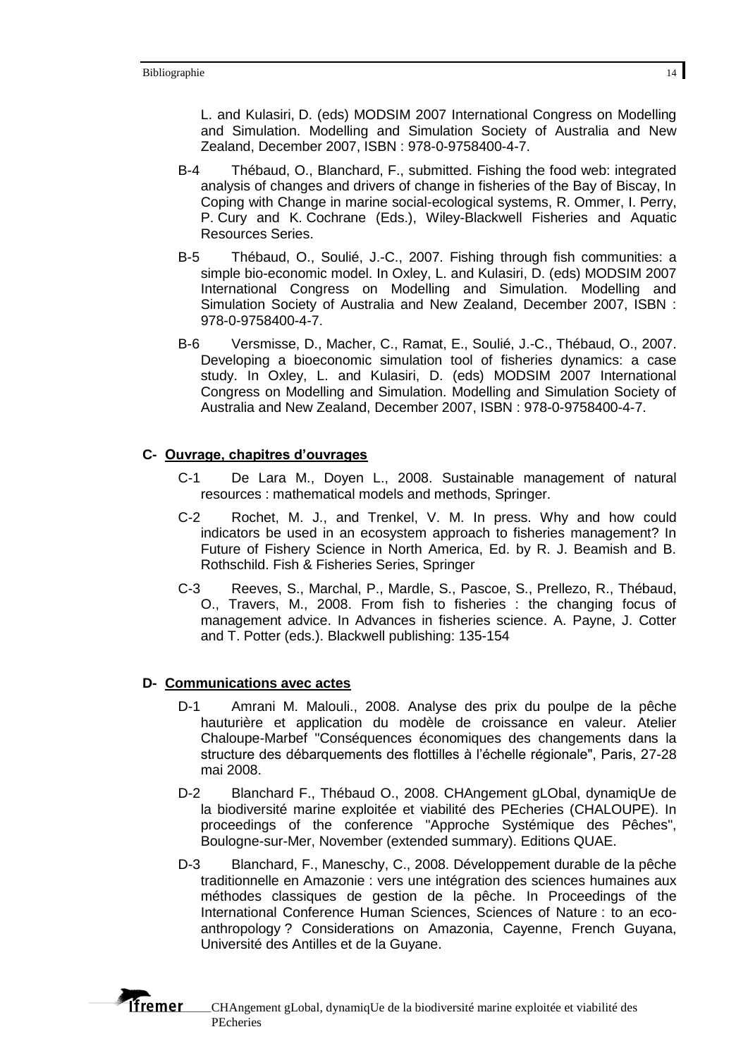L. and Kulasiri, D. (eds) MODSIM 2007 International Congress on Modelling and Simulation. Modelling and Simulation Society of Australia and New Zealand, December 2007, ISBN : 978-0-9758400-4-7.

B-4 Thébaud, O., Blanchard, F., submitted. Fishing the food web: integrated analysis of changes and drivers of change in fisheries of the Bay of Biscay, In Coping with Change in marine social-ecological systems, R. Ommer, I. Perry, P. Cury and K. Cochrane (Eds.), Wiley-Blackwell Fisheries and Aquatic Resources Series.

B-5 Thébaud, O., Soulié, J.-C., 2007. Fishing through fish communities: a simple bio-economic model. In Oxley, L. and Kulasiri, D. (eds) MODSIM 2007 International Congress on Modelling and Simulation. Modelling and Simulation Society of Australia and New Zealand, December 2007, ISBN : 978-0-9758400-4-7.

B-6 Versmisse, D., Macher, C., Ramat, E., Soulié, J.-C., Thébaud, O., 2007. Developing a bioeconomic simulation tool of fisheries dynamics: a case study. In Oxley, L. and Kulasiri, D. (eds) MODSIM 2007 International Congress on Modelling and Simulation. Modelling and Simulation Society of Australia and New Zealand, December 2007, ISBN : 978-0-9758400-4-7.

## C- Ouvrage, chapitres d'ouvrages

C-1 De Lara M., Doyen L., 2008. Sustainable management of natural resources : mathematical models and methods, Springer.

C-2 Rochet, M. J., and Trenkel, V. M. In press. Why and how could indicators be used in an ecosystem approach to fisheries management? In Future of Fishery Science in North America, Ed. by R. J. Beamish and B. Rothschild. Fish & Fisheries Series, Springer

C-3 Reeves, S., Marchal, P., Mardle, S., Pascoe, S., Prellezo, R., Thébaud, O., Travers, M., 2008. From fish to fisheries : the changing focus of management advice. In Advances in fisheries science. A. Payne, J. Cotter and T. Potter (eds.). Blackwell publishing: 135-154

## D- Communications avec actes

D-1 Amrani M. Malouli., 2008. Analyse des prix du poulpe de la pêche hauturière et application du modèle de croissance en valeur. Atelier Chaloupe-Marbef "Conséquences économiques des changements dans la structure des débarquements des flottilles à l'échelle régionale", Paris, 27-28 mai 2008.

D-2 Blanchard F., Thébaud O., 2008. CHAngement gLObal, dynamiqUe de la biodiversité marine exploitée et viabilité des PEcheries (CHALOUPE). In proceedings of the conference "Approche Systémique des Pêches", Boulogne-sur-Mer, November (extended summary). Editions QUAE.

D-3 Blanchard, F., Maneschy, C., 2008. Développement durable de la pêche traditionnelle en Amazonie : vers une intégration des sciences humaines aux méthodes classiques de gestion de la pêche. In Proceedings of the International Conference Human Sciences, Sciences of Nature : to an eco-anthropology ? Considerations on Amazonia, Cayenne, French Guyana, Université des Antilles et de la Guyane.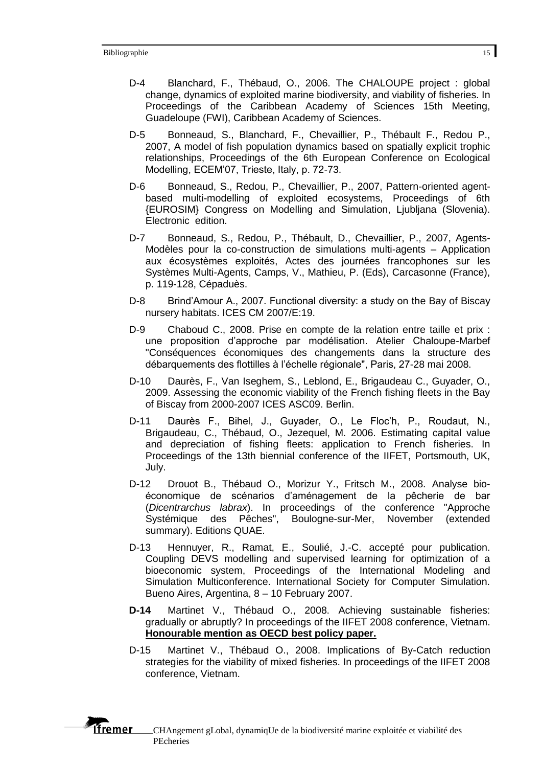D-4 Blanchard, F., Thébaud, O., 2006. The CHALOUPE project : global change, dynamics of exploited marine biodiversity, and viability of fisheries. In Proceedings of the Caribbean Academy of Sciences 15th Meeting, Guadeloupe (FWI), Caribbean Academy of Sciences.

D-5 Bonneaud, S., Blanchard, F., Chevaillier, P., Thébault F., Redou P., 2007, A model of fish population dynamics based on spatially explicit trophic relationships, Proceedings of the 6th European Conference on Ecological Modelling, ECEM'07, Trieste, Italy, p. 72-73.

D-6 Bonneaud, S., Redou, P., Chevaillier, P., 2007, Pattern-oriented agent-based multi-modelling of exploited ecosystems, Proceedings of 6th {EUROSIM} Congress on Modelling and Simulation, Ljubljana (Slovenia). Electronic edition.

D-7 Bonneaud, S., Redou, P., Thébault, D., Chevaillier, P., 2007, Agents-Modèles pour la co-construction de simulations multi-agents – Application aux écosystèmes exploités, Actes des journées francophones sur les Systèmes Multi-Agents, Camps, V., Mathieu, P. (Eds), Carcasonne (France), p. 119-128, Cépaduès.

D-8 Brind'Amour A., 2007. Functional diversity: a study on the Bay of Biscay nursery habitats. ICES CM 2007/E:19.

D-9 Chaboud C., 2008. Prise en compte de la relation entre taille et prix : une proposition d'approche par modélisation. Atelier Chaloupe-Marbef "Conséquences économiques des changements dans la structure des débarquements des flottilles à l'échelle régionale", Paris, 27-28 mai 2008.

D-10 Daurès, F., Van Iseghem, S., Leblond, E., Brigaudeau C., Guyader, O., 2009. Assessing the economic viability of the French fishing fleets in the Bay of Biscay from 2000-2007 ICES ASC09. Berlin.

D-11 Daurès F., Bihel, J., Guyader, O., Le Floc'h, P., Roudaut, N., Brigaudeau, C., Thébaud, O., Jezequel, M. 2006. Estimating capital value and depreciation of fishing fleets: application to French fisheries. In Proceedings of the 13th biennial conference of the IIFET, Portsmouth, UK, July.

D-12 Drouot B., Thébaud O., Morizur Y., Fritsch M., 2008. Analyse bio-économique de scénarios d'aménagement de la pêcherie de bar (*Dicentrarchus labrax*). In proceedings of the conference "Approche Systémique des Pêches", Boulogne-sur-Mer, November (extended summary). Editions QUAE.

D-13 Hennuyer, R., Ramat, E., Soulié, J.-C. accepté pour publication. Coupling DEVS modelling and supervised learning for optimization of a bioeconomic system, Proceedings of the International Modeling and Simulation Multiconference. International Society for Computer Simulation. Bueno Aires, Argentina, 8 – 10 February 2007.

**D-14** Martinet V., Thébaud O., 2008. Achieving sustainable fisheries: gradually or abruptly? In proceedings of the IIFET 2008 conference, Vietnam. **Honourable mention as OECD best policy paper.**

D-15 Martinet V., Thébaud O., 2008. Implications of By-Catch reduction strategies for the viability of mixed fisheries. In proceedings of the IIFET 2008 conference, Vietnam.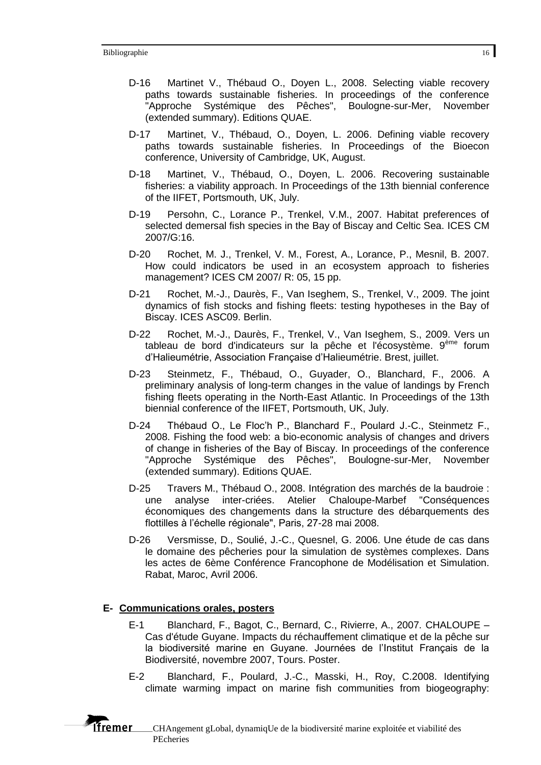D-16 Martinet V., Thébaud O., Doyen L., 2008. Selecting viable recovery paths towards sustainable fisheries. In proceedings of the conference "Approche Systémique des Pêches", Boulogne-sur-Mer, November (extended summary). Editions QUAE.

D-17 Martinet, V., Thébaud, O., Doyen, L. 2006. Defining viable recovery paths towards sustainable fisheries. In Proceedings of the Bioecon conference, University of Cambridge, UK, August.

D-18 Martinet, V., Thébaud, O., Doyen, L. 2006. Recovering sustainable fisheries: a viability approach. In Proceedings of the 13th biennial conference of the IIFET, Portsmouth, UK, July.

D-19 Persohn, C., Lorance P., Trenkel, V.M., 2007. Habitat preferences of selected demersal fish species in the Bay of Biscay and Celtic Sea. ICES CM 2007/G:16.

D-20 Rochet, M. J., Trenkel, V. M., Forest, A., Lorance, P., Mesnil, B. 2007. How could indicators be used in an ecosystem approach to fisheries management? ICES CM 2007/ R: 05, 15 pp.

D-21 Rochet, M.-J., Daurès, F., Van Iseghem, S., Trenkel, V., 2009. The joint dynamics of fish stocks and fishing fleets: testing hypotheses in the Bay of Biscay. ICES ASC09. Berlin.

D-22 Rochet, M.-J., Daurès, F., Trenkel, V., Van Iseghem, S., 2009. Vers un tableau de bord d'indicateurs sur la pêche et l'écosystème. 9ème forum d'Halieumétrie, Association Française d'Halieumétrie. Brest, juillet.

D-23 Steinmetz, F., Thébaud, O., Guyader, O., Blanchard, F., 2006. A preliminary analysis of long-term changes in the value of landings by French fishing fleets operating in the North-East Atlantic. In Proceedings of the 13th biennial conference of the IIFET, Portsmouth, UK, July.

D-24 Thébaud O., Le Floc'h P., Blanchard F., Poulard J.-C., Steinmetz F., 2008. Fishing the food web: a bio-economic analysis of changes and drivers of change in fisheries of the Bay of Biscay. In proceedings of the conference "Approche Systémique des Pêches", Boulogne-sur-Mer, November (extended summary). Editions QUAE.

D-25 Travers M., Thébaud O., 2008. Intégration des marchés de la baudroie : une analyse inter-criées. Atelier Chaloupe-Marbef "Conséquences économiques des changements dans la structure des débarquements des flottilles à l'échelle régionale", Paris, 27-28 mai 2008.

D-26 Versmisse, D., Soulié, J.-C., Quesnel, G. 2006. Une étude de cas dans le domaine des pêcheries pour la simulation de systèmes complexes. Dans les actes de 6ème Conférence Francophone de Modélisation et Simulation. Rabat, Maroc, Avril 2006.

## E- Communications orales, posters

E-1 Blanchard, F., Bagot, C., Bernard, C., Rivierre, A., 2007. CHALOUPE – Cas d'étude Guyane. Impacts du réchauffement climatique et de la pêche sur la biodiversité marine en Guyane. Journées de l'Institut Français de la Biodiversité, novembre 2007, Tours. Poster.

E-2 Blanchard, F., Poulard, J.-C., Masski, H., Roy, C.2008. Identifying climate warming impact on marine fish communities from biogeography: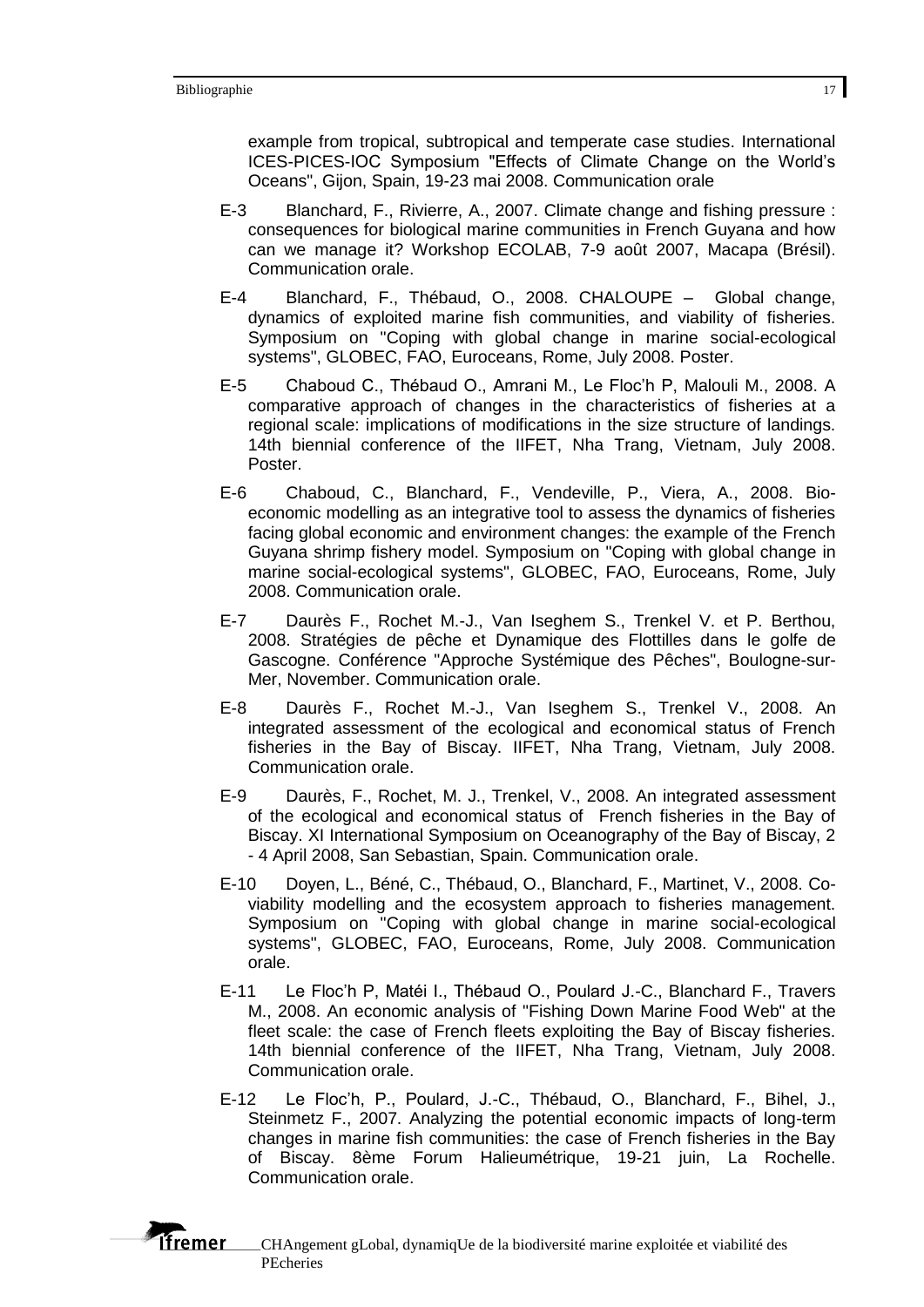example from tropical, subtropical and temperate case studies. International ICES-PICES-IOC Symposium "Effects of Climate Change on the World's Oceans", Gijon, Spain, 19-23 mai 2008. Communication orale

E-3 Blanchard, F., Rivierre, A., 2007. Climate change and fishing pressure : consequences for biological marine communities in French Guyana and how can we manage it? Workshop ECOLAB, 7-9 août 2007, Macapa (Brésil). Communication orale.

E-4 Blanchard, F., Thébaud, O., 2008. CHALOUPE – Global change, dynamics of exploited marine fish communities, and viability of fisheries. Symposium on "Coping with global change in marine social-ecological systems", GLOBEC, FAO, Euroceans, Rome, July 2008. Poster.

E-5 Chaboud C., Thébaud O., Amrani M., Le Floc'h P, Malouli M., 2008. A comparative approach of changes in the characteristics of fisheries at a regional scale: implications of modifications in the size structure of landings. 14th biennial conference of the IIFET, Nha Trang, Vietnam, July 2008. Poster.

E-6 Chaboud, C., Blanchard, F., Vendeville, P., Viera, A., 2008. Bio-economic modelling as an integrative tool to assess the dynamics of fisheries facing global economic and environment changes: the example of the French Guyana shrimp fishery model. Symposium on "Coping with global change in marine social-ecological systems", GLOBEC, FAO, Euroceans, Rome, July 2008. Communication orale.

E-7 Daurès F., Rochet M.-J., Van Iseghem S., Trenkel V. et P. Berthou, 2008. Stratégies de pêche et Dynamique des Flottilles dans le golfe de Gascogne. Conférence "Approche Systémique des Pêches", Boulogne-sur-Mer, November. Communication orale.

E-8 Daurès F., Rochet M.-J., Van Iseghem S., Trenkel V., 2008. An integrated assessment of the ecological and economical status of French fisheries in the Bay of Biscay. IIFET, Nha Trang, Vietnam, July 2008. Communication orale.

E-9 Daurès, F., Rochet, M. J., Trenkel, V., 2008. An integrated assessment of the ecological and economical status of French fisheries in the Bay of Biscay. XI International Symposium on Oceanography of the Bay of Biscay, 2 - 4 April 2008, San Sebastian, Spain. Communication orale.

E-10 Doyen, L., Béné, C., Thébaud, O., Blanchard, F., Martinet, V., 2008. Co-viability modelling and the ecosystem approach to fisheries management. Symposium on "Coping with global change in marine social-ecological systems", GLOBEC, FAO, Euroceans, Rome, July 2008. Communication orale.

E-11 Le Floc'h P, Matéi I., Thébaud O., Poulard J.-C., Blanchard F., Travers M., 2008. An economic analysis of "Fishing Down Marine Food Web" at the fleet scale: the case of French fleets exploiting the Bay of Biscay fisheries. 14th biennial conference of the IIFET, Nha Trang, Vietnam, July 2008. Communication orale.

E-12 Le Floc'h, P., Poulard, J.-C., Thébaud, O., Blanchard, F., Bihel, J., Steinmetz F., 2007. Analyzing the potential economic impacts of long-term changes in marine fish communities: the case of French fisheries in the Bay of Biscay. 8ème Forum Halieumétrique, 19-21 juin, La Rochelle. Communication orale.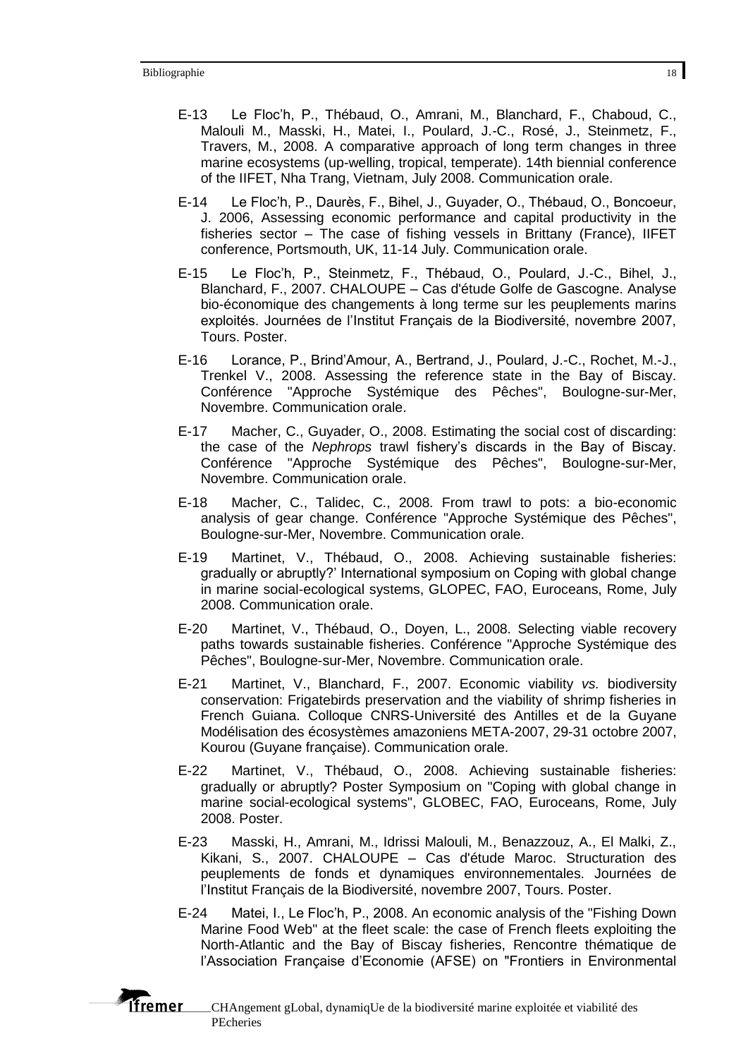E-13 Le Floc'h, P., Thébaud, O., Amrani, M., Blanchard, F., Chaboud, C., Malouli M., Masski, H., Matei, I., Poulard, J.-C., Rosé, J., Steinmetz, F., Travers, M., 2008. A comparative approach of long term changes in three marine ecosystems (up-welling, tropical, temperate). 14th biennial conference of the IIFET, Nha Trang, Vietnam, July 2008. Communication orale.

E-14 Le Floc'h, P., Daurès, F., Bihel, J., Guyader, O., Thébaud, O., Boncoeur, J. 2006, Assessing economic performance and capital productivity in the fisheries sector – The case of fishing vessels in Brittany (France), IIFET conference, Portsmouth, UK, 11-14 July. Communication orale.

E-15 Le Floc'h, P., Steinmetz, F., Thébaud, O., Poulard, J.-C., Bihel, J., Blanchard, F., 2007. CHALOUPE – Cas d'étude Golfe de Gascogne. Analyse bio-économique des changements à long terme sur les peuplements marins exploités. Journées de l'Institut Français de la Biodiversité, novembre 2007, Tours. Poster.

E-16 Lorance, P., Brind'Amour, A., Bertrand, J., Poulard, J.-C., Rochet, M.-J., Trenkel V., 2008. Assessing the reference state in the Bay of Biscay. Conférence "Approche Systémique des Pêches", Boulogne-sur-Mer, Novembre. Communication orale.

E-17 Macher, C., Guyader, O., 2008. Estimating the social cost of discarding: the case of the *Nephrops* trawl fishery's discards in the Bay of Biscay. Conférence "Approche Systémique des Pêches", Boulogne-sur-Mer, Novembre. Communication orale.

E-18 Macher, C., Talidec, C., 2008. From trawl to pots: a bio-economic analysis of gear change. Conférence "Approche Systémique des Pêches", Boulogne-sur-Mer, Novembre. Communication orale.

E-19 Martinet, V., Thébaud, O., 2008. Achieving sustainable fisheries: gradually or abruptly?' International symposium on Coping with global change in marine social-ecological systems, GLOPEC, FAO, Euroceans, Rome, July 2008. Communication orale.

E-20 Martinet, V., Thébaud, O., Doyen, L., 2008. Selecting viable recovery paths towards sustainable fisheries. Conférence "Approche Systémique des Pêches", Boulogne-sur-Mer, Novembre. Communication orale.

E-21 Martinet, V., Blanchard, F., 2007. Economic viability *vs.* biodiversity conservation: Frigatebirds preservation and the viability of shrimp fisheries in French Guiana. Colloque CNRS-Université des Antilles et de la Guyane Modélisation des écosystèmes amazoniens META-2007, 29-31 octobre 2007, Kourou (Guyane française). Communication orale.

E-22 Martinet, V., Thébaud, O., 2008. Achieving sustainable fisheries: gradually or abruptly? Poster Symposium on "Coping with global change in marine social-ecological systems", GLOBEC, FAO, Euroceans, Rome, July 2008. Poster.

E-23 Masski, H., Amrani, M., Idrissi Malouli, M., Benazzouz, A., El Malki, Z., Kikani, S., 2007. CHALOUPE – Cas d'étude Maroc. Structuration des peuplements de fonds et dynamiques environnementales. Journées de l'Institut Français de la Biodiversité, novembre 2007, Tours. Poster.

E-24 Matei, I., Le Floc'h, P., 2008. An economic analysis of the "Fishing Down Marine Food Web" at the fleet scale: the case of French fleets exploiting the North-Atlantic and the Bay of Biscay fisheries, Rencontre thématique de l'Association Française d'Economie (AFSE) on "Frontiers in Environmental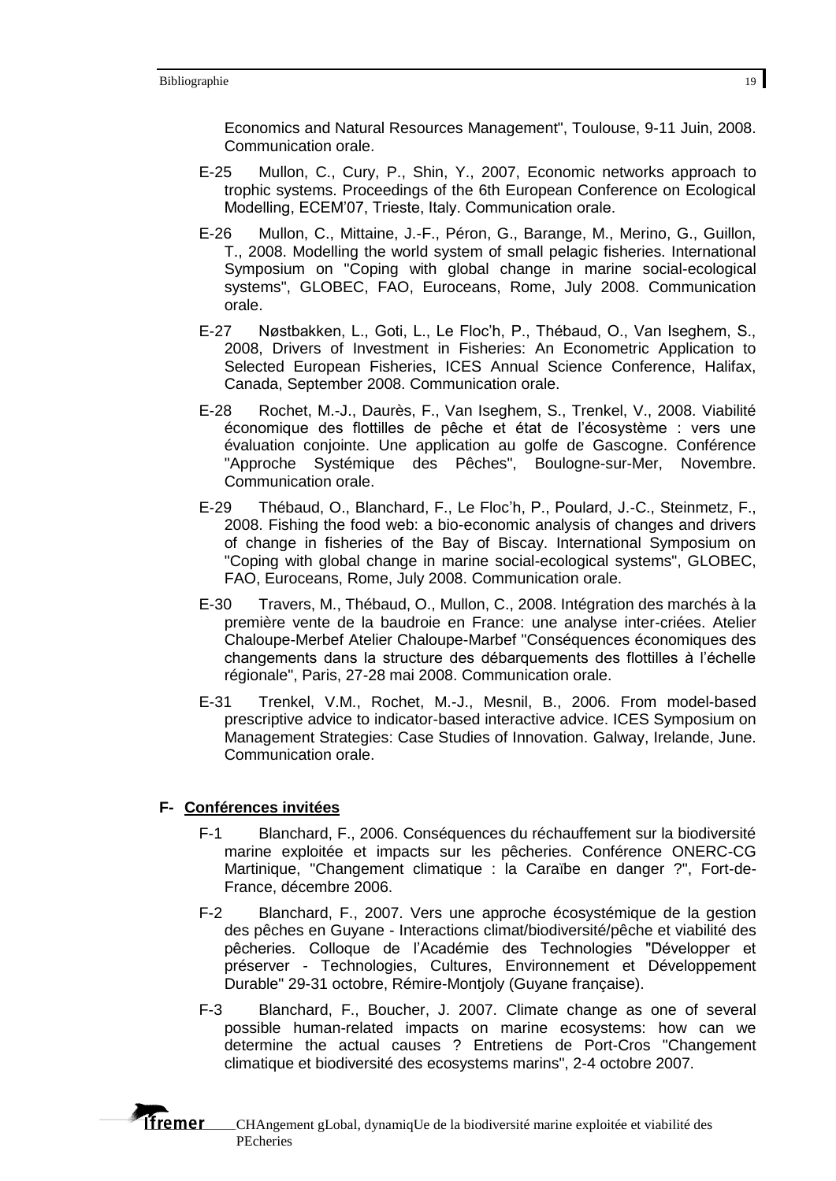Economics and Natural Resources Management", Toulouse, 9-11 Juin, 2008. Communication orale.

- E-25 Mullon, C., Cury, P., Shin, Y., 2007, Economic networks approach to trophic systems. Proceedings of the 6th European Conference on Ecological Modelling, ECEM'07, Trieste, Italy. Communication orale.
- E-26 Mullon, C., Mittaine, J.-F., Péron, G., Barange, M., Merino, G., Guillon, T., 2008. Modelling the world system of small pelagic fisheries. International Symposium on "Coping with global change in marine social-ecological systems", GLOBEC, FAO, Euroceans, Rome, July 2008. Communication orale.
- E-27 Nøstbakken, L., Goti, L., Le Floc'h, P., Thébaud, O., Van Iseghem, S., 2008, Drivers of Investment in Fisheries: An Econometric Application to Selected European Fisheries, ICES Annual Science Conference, Halifax, Canada, September 2008. Communication orale.
- E-28 Rochet, M.-J., Daurès, F., Van Iseghem, S., Trenkel, V., 2008. Viabilité économique des flottilles de pêche et état de l'écosystème : vers une évaluation conjointe. Une application au golfe de Gascogne. Conférence "Approche Systémique des Pêches", Boulogne-sur-Mer, Novembre. Communication orale.
- E-29 Thébaud, O., Blanchard, F., Le Floc'h, P., Poulard, J.-C., Steinmetz, F., 2008. Fishing the food web: a bio-economic analysis of changes and drivers of change in fisheries of the Bay of Biscay. International Symposium on "Coping with global change in marine social-ecological systems", GLOBEC, FAO, Euroceans, Rome, July 2008. Communication orale.
- E-30 Travers, M., Thébaud, O., Mullon, C., 2008. Intégration des marchés à la première vente de la baudroie en France: une analyse inter-criées. Atelier Chaloupe-Merbef Atelier Chaloupe-Marbef "Conséquences économiques des changements dans la structure des débarquements des flottilles à l'échelle régionale", Paris, 27-28 mai 2008. Communication orale.
- E-31 Trenkel, V.M., Rochet, M.-J., Mesnil, B., 2006. From model-based prescriptive advice to indicator-based interactive advice. ICES Symposium on Management Strategies: Case Studies of Innovation. Galway, Irelande, June. Communication orale.

## F- Conférences invitées

- F-1 Blanchard, F., 2006. Conséquences du réchauffement sur la biodiversité marine exploitée et impacts sur les pêcheries. Conférence ONERC-CG Martinique, "Changement climatique : la Caraïbe en danger ?", Fort-de-France, décembre 2006.
- F-2 Blanchard, F., 2007. Vers une approche écosystémique de la gestion des pêches en Guyane - Interactions climat/biodiversité/pêche et viabilité des pêcheries. Colloque de l'Académie des Technologies "Développer et préserver - Technologies, Cultures, Environnement et Développement Durable" 29-31 octobre, Rémire-Montjoly (Guyane française).
- F-3 Blanchard, F., Boucher, J. 2007. Climate change as one of several possible human-related impacts on marine ecosystems: how can we determine the actual causes ? Entretiens de Port-Cros "Changement climatique et biodiversité des ecosystems marins", 2-4 octobre 2007.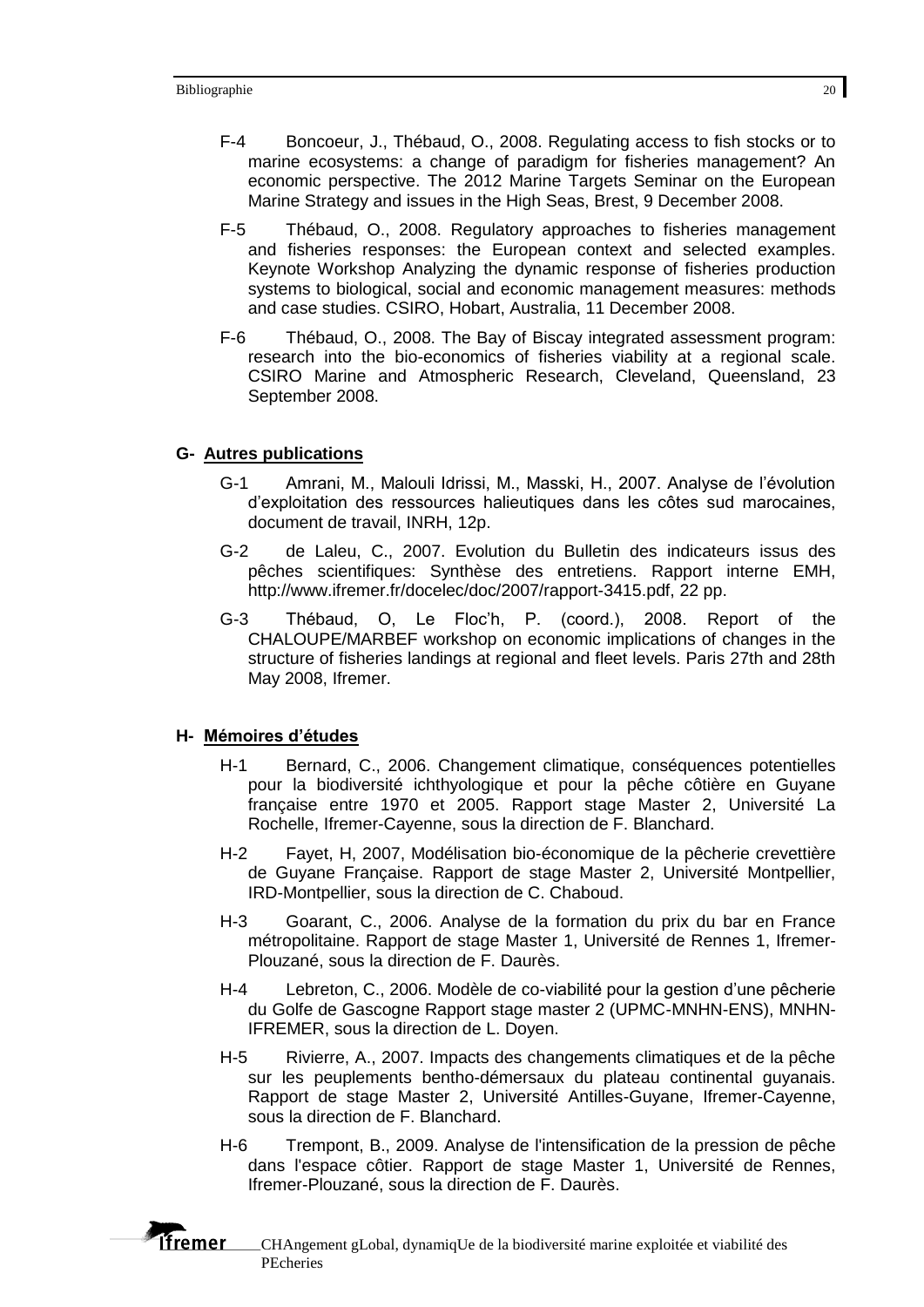F-4 Boncoeur, J., Thébaud, O., 2008. Regulating access to fish stocks or to marine ecosystems: a change of paradigm for fisheries management? An economic perspective. The 2012 Marine Targets Seminar on the European Marine Strategy and issues in the High Seas, Brest, 9 December 2008.

F-5 Thébaud, O., 2008. Regulatory approaches to fisheries management and fisheries responses: the European context and selected examples. Keynote Workshop Analyzing the dynamic response of fisheries production systems to biological, social and economic management measures: methods and case studies. CSIRO, Hobart, Australia, 11 December 2008.

F-6 Thébaud, O., 2008. The Bay of Biscay integrated assessment program: research into the bio-economics of fisheries viability at a regional scale. CSIRO Marine and Atmospheric Research, Cleveland, Queensland, 23 September 2008.

## G- Autres publications

G-1 Amrani, M., Malouli Idrissi, M., Masski, H., 2007. Analyse de l'évolution d'exploitation des ressources halieutiques dans les côtes sud marocaines, document de travail, INRH, 12p.

G-2 de Laleu, C., 2007. Evolution du Bulletin des indicateurs issus des pêches scientifiques: Synthèse des entretiens. Rapport interne EMH, http://www.ifremer.fr/docelec/doc/2007/rapport-3415.pdf, 22 pp.

G-3 Thébaud, O, Le Floc'h, P. (coord.), 2008. Report of the CHALOUPE/MARBEF workshop on economic implications of changes in the structure of fisheries landings at regional and fleet levels. Paris 27th and 28th May 2008, Ifremer.

## H- Mémoires d'études

H-1 Bernard, C., 2006. Changement climatique, conséquences potentielles pour la biodiversité ichthyologique et pour la pêche côtière en Guyane française entre 1970 et 2005. Rapport stage Master 2, Université La Rochelle, Ifremer-Cayenne, sous la direction de F. Blanchard.

H-2 Fayet, H, 2007, Modélisation bio-économique de la pêcherie crevettière de Guyane Française. Rapport de stage Master 2, Université Montpellier, IRD-Montpellier, sous la direction de C. Chaboud.

H-3 Goarant, C., 2006. Analyse de la formation du prix du bar en France métropolitaine. Rapport de stage Master 1, Université de Rennes 1, Ifremer-Plouzané, sous la direction de F. Daurès.

H-4 Lebreton, C., 2006. Modèle de co-viabilité pour la gestion d'une pêcherie du Golfe de Gascogne Rapport stage master 2 (UPMC-MNHN-ENS), MNHN-IFREMER, sous la direction de L. Doyen.

H-5 Rivierre, A., 2007. Impacts des changements climatiques et de la pêche sur les peuplements bentho-démersaux du plateau continental guyanais. Rapport de stage Master 2, Université Antilles-Guyane, Ifremer-Cayenne, sous la direction de F. Blanchard.

H-6 Trempont, B., 2009. Analyse de l'intensification de la pression de pêche dans l'espace côtier. Rapport de stage Master 1, Université de Rennes, Ifremer-Plouzané, sous la direction de F. Daurès.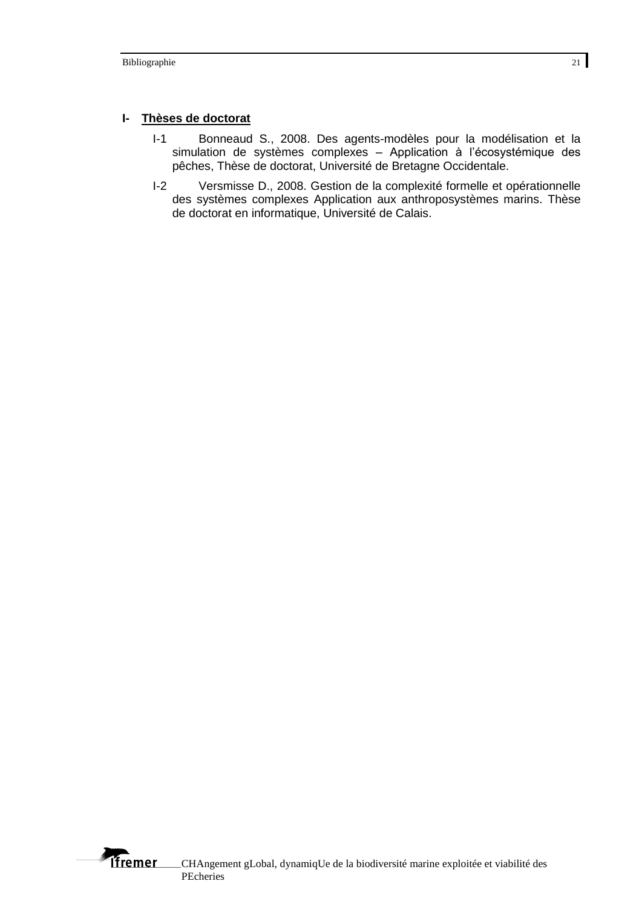## I- Thèses de doctorat

I-1 Bonneaud S., 2008. Des agents-modèles pour la modélisation et la simulation de systèmes complexes – Application à l'écosystémique des pêches, Thèse de doctorat, Université de Bretagne Occidentale.

I-2 Versmisse D., 2008. Gestion de la complexité formelle et opérationnelle des systèmes complexes Application aux anthroposystèmes marins. Thèse de doctorat en informatique, Université de Calais.